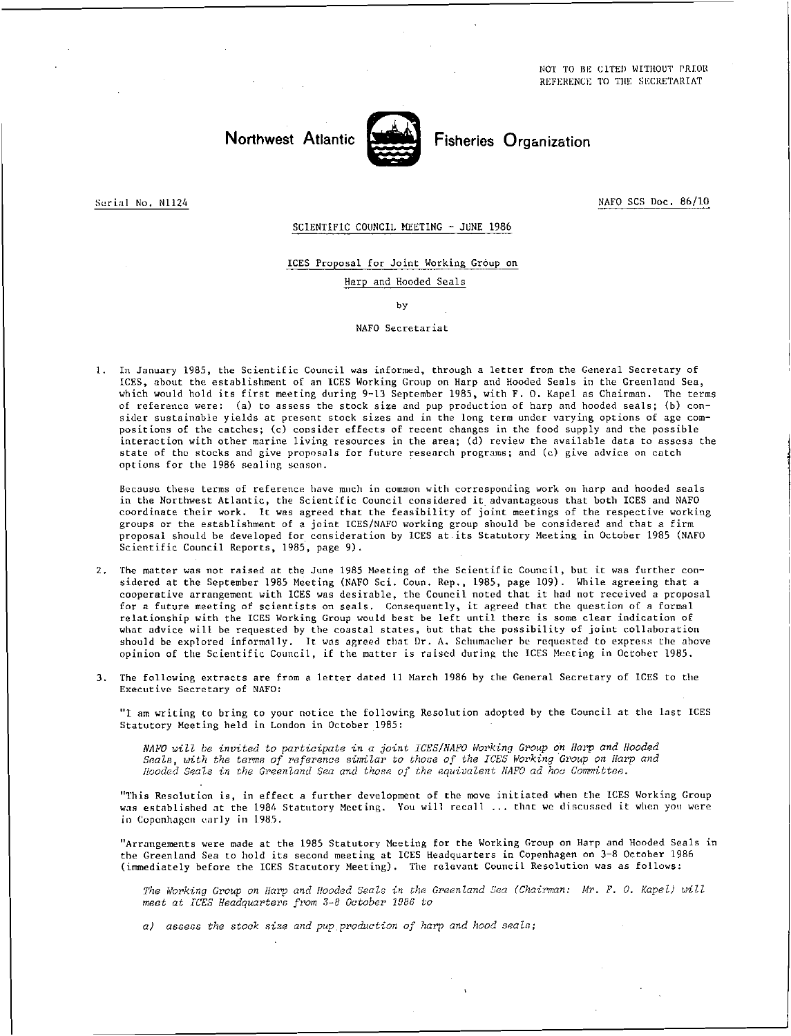NOT TO BE CITED WITHOUT PRIOR REFERENCE TO THE SECRETARIAT

# Northwest Atlantic Fisheries Organization

Serial No. N1124

NAFO SCS Doc. 86/10

SCIENTIFIC COUNCIL MEETING - JUNE 1986

## ICES Proposal for Joint Working Group on Harp and Hooded Seals

by

NAFO Secretariat

1. In January 1985, the Scientific Council was informed, through a letter from the General Secretary of ICES, about the establishment of an ICES Working Group on Harp and Hooded Seals in the Greenland Sea, which would hold its first meeting during 9-13 September 1985, with F. O. Kapel as Chairman. The terms of reference were: (a) to assess the stock size and pup production of harp and hooded seals; (b) consider sustainable yields at present stock sizes and in the long term under varying options of age compositions of the catches; (c) consider effects of recent changes in the food supply and the possible interaction with other marine living resources in the area; (d) review the available data to assess the state of the stocks and give proposals for future research programs; and (e) give advice on catch options for the 1986 sealing season.

   Because these terms of reference have much in common with corresponding work on harp and hooded seals in the Northwest Atlantic, the Scientific Council considered it advantageous that both ICES and NAFO coordinate their work. It was agreed that the feasibility of joint meetings of the respective working groups or the establishment of a joint ICES/NAFO working group should be considered and that a firm proposal should be developed for consideration by ICES at its Statutory Meeting in October 1985 (NAFO Scientific Council Reports, 1985, page 9).

2. The matter was not raised at the June 1985 Meeting of the Scientific Council, but it was further considered at the September 1985 Meeting (NAFO Sci. Coun. Rep., 1985, page 109). While agreeing that a cooperative arrangement with ICES was desirable, the Council noted that it had not received a proposal for a future meeting of scientists on seals. Consequently, it agreed that the question of a formal relationship with the ICES Working Group would best be left until there is some clear indication of what advice will be requested by the coastal states, but that the possibility of joint collaboration should be explored informally. It was agreed that Dr. A. Schumacher be requested to express the above opinion of the Scientific Council, if the matter is raised during the ICES Meeting in October 1985.

3. The following extracts are from a letter dated 11 March 1986 by the General Secretary of ICES to the Executive Secretary of NAFO:

   "I am writing to bring to your notice the following Resolution adopted by the Council at the last ICES Statutory Meeting held in London in October 1985:

   *NAFO will be invited to participate in a joint ICES/NAFO Working Group on Harp and Hooded Seals, with the terms of reference similar to those of the ICES Working Group on Harp and Hooded Seals in the Greenland Sea and those of the equivalent NAFO ad hoc Committee.*

   "This Resolution is, in effect a further development of the move initiated when the ICES Working Group was established at the 1984 Statutory Meeting. You will recall ... that we discussed it when you were in Copenhagen early in 1985.

   "Arrangements were made at the 1985 Statutory Meeting for the Working Group on Harp and Hooded Seals in the Greenland Sea to hold its second meeting at ICES Headquarters in Copenhagen on 3-8 October 1986 (immediately before the ICES Statutory Meeting). The relevant Council Resolution was as follows:

   *The Working Group on Harp and Hooded Seals in the Greenland Sea (Chairman: Mr. F. O. Kapel) will meet at ICES Headquarters from 3-8 October 1986 to*

   *a) assess the stock size and pup production of harp and hood seals;*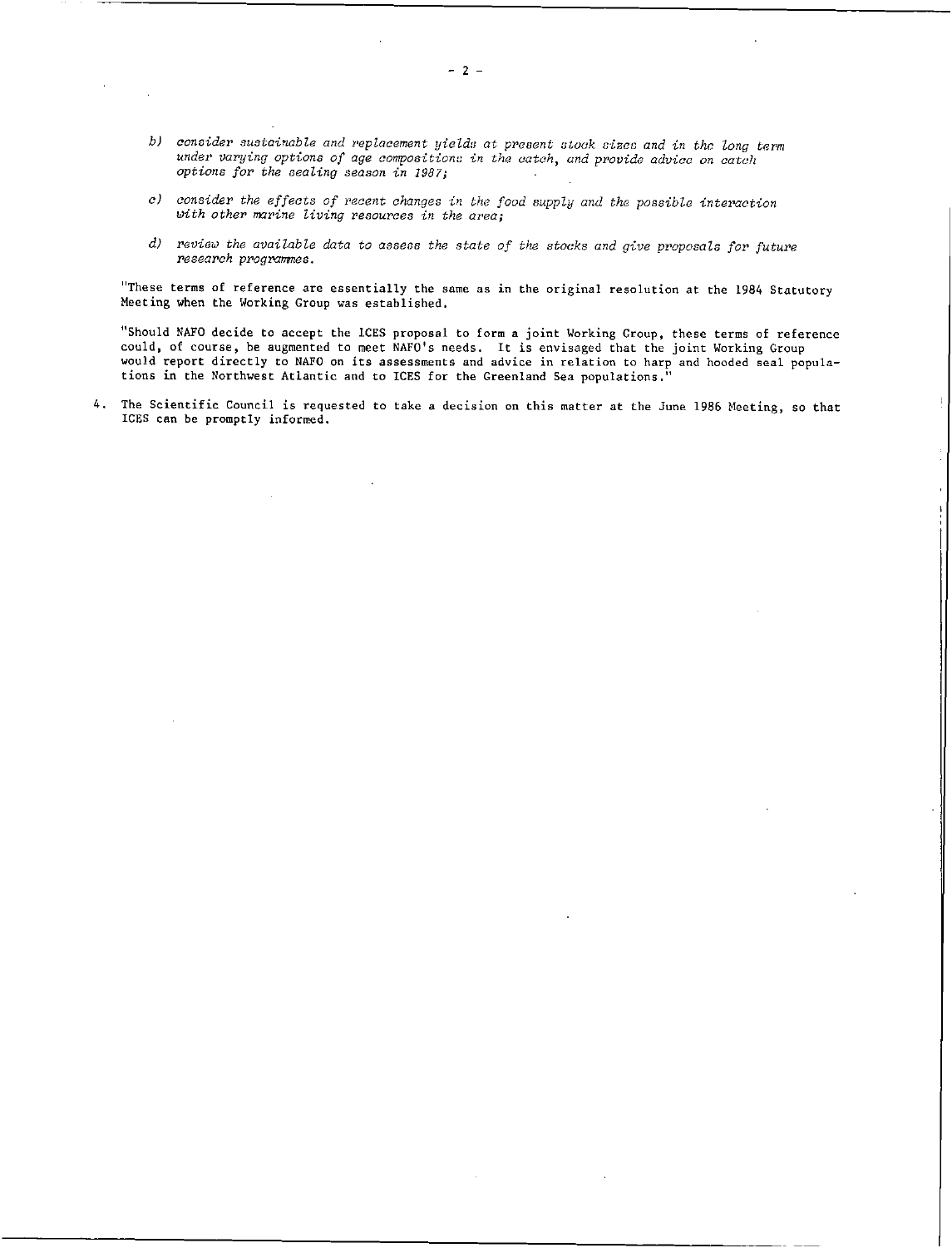*b) consider sustainable and replacement yields at present stock sizes and in the long term under varying options of age compositions in the catch, and provide advice on catch options for the sealing season in 1987;*

*c) consider the effects of recent changes in the food supply and the possible interaction with other marine living resources in the area;*

*d) review the available data to assess the state of the stocks and give proposals for future research programmes.*

"These terms of reference are essentially the same as in the original resolution at the 1984 Statutory Meeting when the Working Group was established.

"Should NAFO decide to accept the ICES proposal to form a joint Working Group, these terms of reference could, of course, be augmented to meet NAFO's needs. It is envisaged that the joint Working Group would report directly to NAFO on its assessments and advice in relation to harp and hooded seal populations in the Northwest Atlantic and to ICES for the Greenland Sea populations."

4. The Scientific Council is requested to take a decision on this matter at the June 1986 Meeting, so that ICES can be promptly informed.